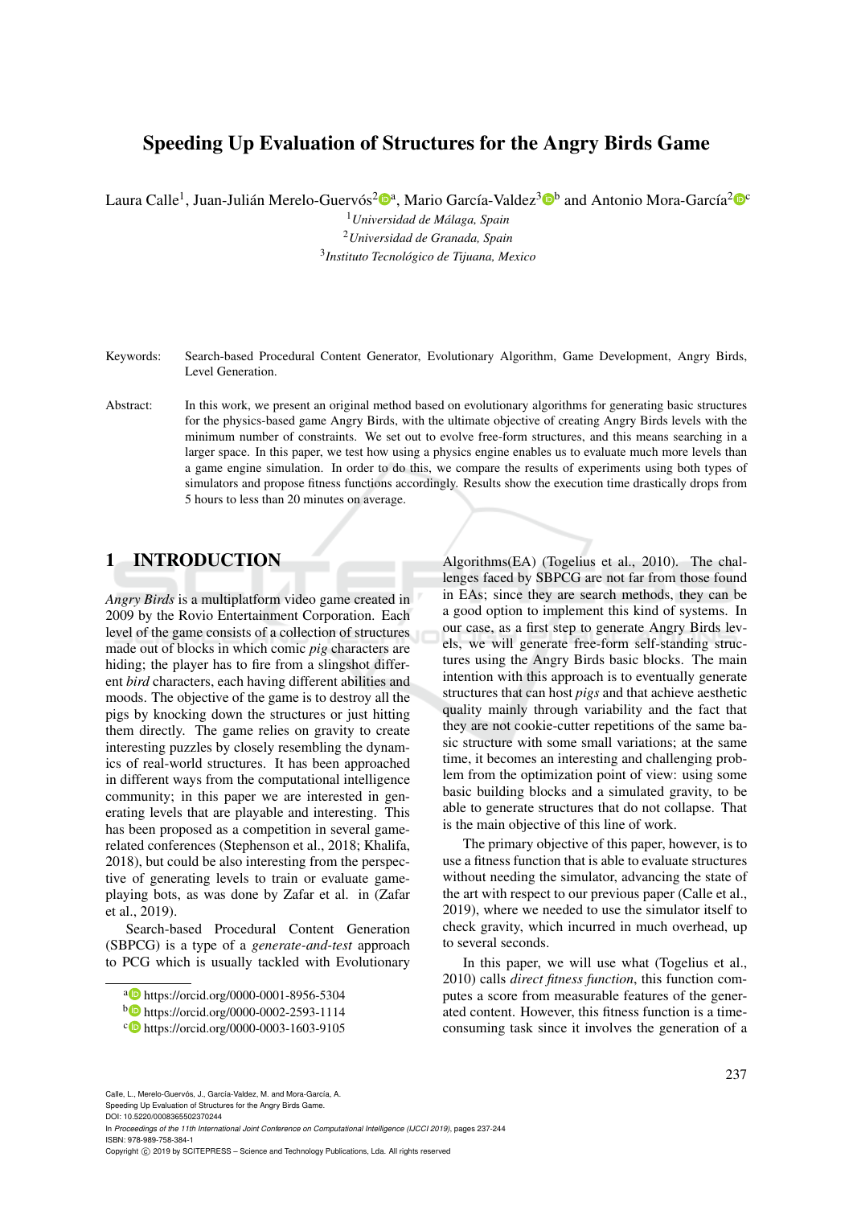# Speeding Up Evaluation of Structures for the Angry Birds Game

Laura Calle[1], Juan-Julián Merelo-Guervós[2][a], Mario García-Valdez[3][b] and Antonio Mora-García[2][c]

[1]*Universidad de Málaga, Spain*
[2]*Universidad de Granada, Spain*
[3]*Instituto Tecnológico de Tijuana, Mexico*

Keywords: Search-based Procedural Content Generator, Evolutionary Algorithm, Game Development, Angry Birds, Level Generation.

Abstract: In this work, we present an original method based on evolutionary algorithms for generating basic structures for the physics-based game Angry Birds, with the ultimate objective of creating Angry Birds levels with the minimum number of constraints. We set out to evolve free-form structures, and this means searching in a larger space. In this paper, we test how using a physics engine enables us to evaluate much more levels than a game engine simulation. In order to do this, we compare the results of experiments using both types of simulators and propose fitness functions accordingly. Results show the execution time drastically drops from 5 hours to less than 20 minutes on average.

## 1 INTRODUCTION

*Angry Birds* is a multiplatform video game created in 2009 by the Rovio Entertainment Corporation. Each level of the game consists of a collection of structures made out of blocks in which comic *pig* characters are hiding; the player has to fire from a slingshot different *bird* characters, each having different abilities and moods. The objective of the game is to destroy all the pigs by knocking down the structures or just hitting them directly. The game relies on gravity to create interesting puzzles by closely resembling the dynamics of real-world structures. It has been approached in different ways from the computational intelligence community; in this paper we are interested in generating levels that are playable and interesting. This has been proposed as a competition in several game-related conferences (Stephenson et al., 2018; Khalifa, 2018), but could be also interesting from the perspective of generating levels to train or evaluate game-playing bots, as was done by Zafar et al. in (Zafar et al., 2019).

Search-based Procedural Content Generation (SBPCG) is a type of a *generate-and-test* approach to PCG which is usually tackled with Evolutionary Algorithms(EA) (Togelius et al., 2010). The challenges faced by SBPCG are not far from those found in EAs; since they are search methods, they can be a good option to implement this kind of systems. In our case, as a first step to generate Angry Birds levels, we will generate free-form self-standing structures using the Angry Birds basic blocks. The main intention with this approach is to eventually generate structures that can host *pigs* and that achieve aesthetic quality mainly through variability and the fact that they are not cookie-cutter repetitions of the same basic structure with some small variations; at the same time, it becomes an interesting and challenging problem from the optimization point of view: using some basic building blocks and a simulated gravity, to be able to generate structures that do not collapse. That is the main objective of this line of work.

The primary objective of this paper, however, is to use a fitness function that is able to evaluate structures without needing the simulator, advancing the state of the art with respect to our previous paper (Calle et al., 2019), where we needed to use the simulator itself to check gravity, which incurred in much overhead, up to several seconds.

In this paper, we will use what (Togelius et al., 2010) calls *direct fitness function*, this function computes a score from measurable features of the generated content. However, this fitness function is a time-consuming task since it involves the generation of a

[a] https://orcid.org/0000-0001-8956-5304
[b] https://orcid.org/0000-0002-2593-1114
[c] https://orcid.org/0000-0003-1603-9105

Calle, L., Merelo-Guervós, J., García-Valdez, M. and Mora-García, A.
Speeding Up Evaluation of Structures for the Angry Birds Game.
DOI: 10.5220/0008365502370244
In *Proceedings of the 11th International Joint Conference on Computational Intelligence (IJCCI 2019)*, pages 237-244
ISBN: 978-989-758-384-1
Copyright © 2019 by SCITEPRESS – Science and Technology Publications, Lda. All rights reserved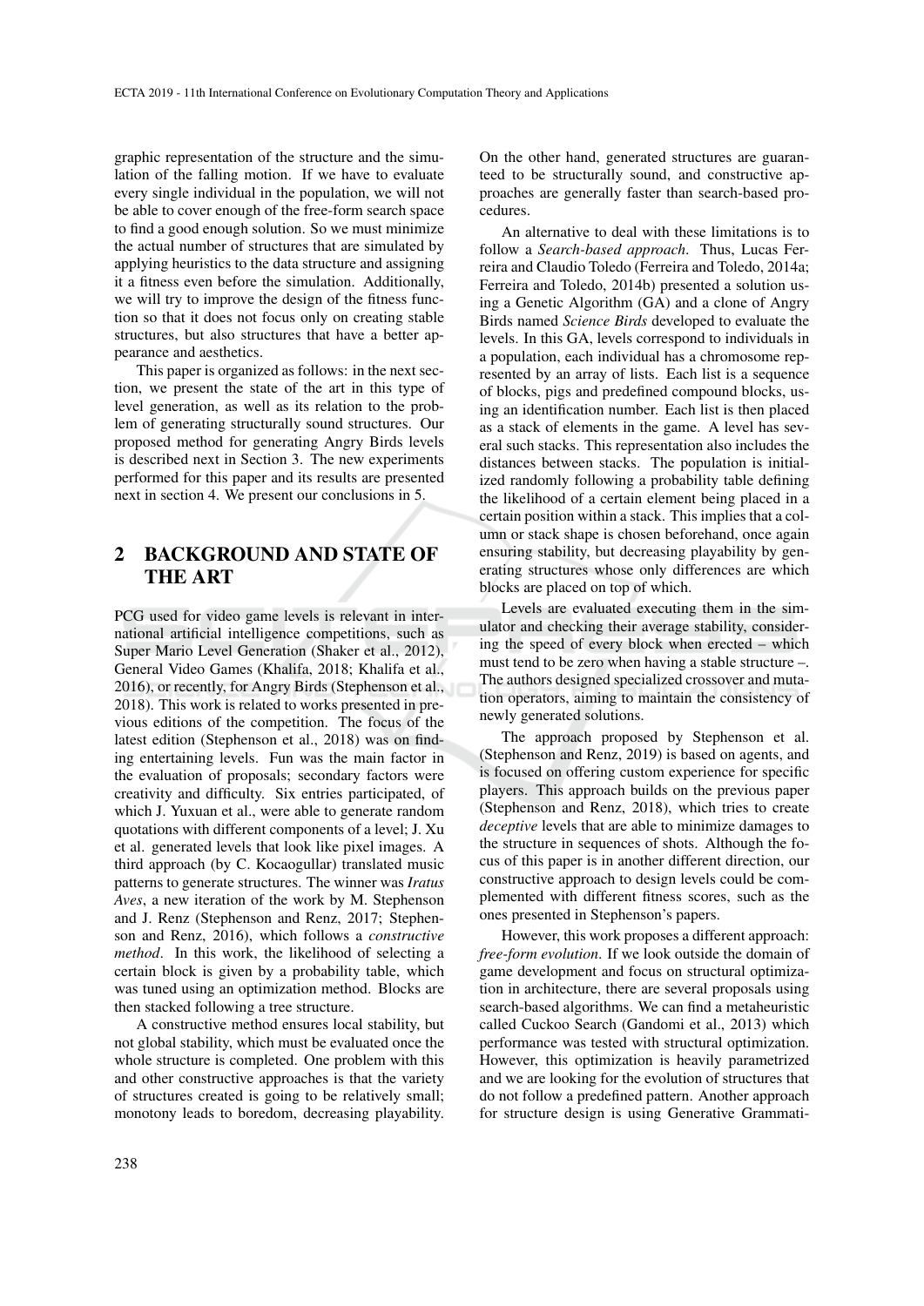graphic representation of the structure and the simulation of the falling motion. If we have to evaluate every single individual in the population, we will not be able to cover enough of the free-form search space to find a good enough solution. So we must minimize the actual number of structures that are simulated by applying heuristics to the data structure and assigning it a fitness even before the simulation. Additionally, we will try to improve the design of the fitness function so that it does not focus only on creating stable structures, but also structures that have a better appearance and aesthetics.

This paper is organized as follows: in the next section, we present the state of the art in this type of level generation, as well as its relation to the problem of generating structurally sound structures. Our proposed method for generating Angry Birds levels is described next in Section 3. The new experiments performed for this paper and its results are presented next in section 4. We present our conclusions in 5.

## 2 BACKGROUND AND STATE OF THE ART

PCG used for video game levels is relevant in international artificial intelligence competitions, such as Super Mario Level Generation (Shaker et al., 2012), General Video Games (Khalifa, 2018; Khalifa et al., 2016), or recently, for Angry Birds (Stephenson et al., 2018). This work is related to works presented in previous editions of the competition. The focus of the latest edition (Stephenson et al., 2018) was on finding entertaining levels. Fun was the main factor in the evaluation of proposals; secondary factors were creativity and difficulty. Six entries participated, of which J. Yuxuan et al., were able to generate random quotations with different components of a level; J. Xu et al. generated levels that look like pixel images. A third approach (by C. Kocaogullar) translated music patterns to generate structures. The winner was *Iratus Aves*, a new iteration of the work by M. Stephenson and J. Renz (Stephenson and Renz, 2017; Stephenson and Renz, 2016), which follows a *constructive method*. In this work, the likelihood of selecting a certain block is given by a probability table, which was tuned using an optimization method. Blocks are then stacked following a tree structure.

A constructive method ensures local stability, but not global stability, which must be evaluated once the whole structure is completed. One problem with this and other constructive approaches is that the variety of structures created is going to be relatively small; monotony leads to boredom, decreasing playability. On the other hand, generated structures are guaranteed to be structurally sound, and constructive approaches are generally faster than search-based procedures.

An alternative to deal with these limitations is to follow a *Search-based approach*. Thus, Lucas Ferreira and Claudio Toledo (Ferreira and Toledo, 2014a; Ferreira and Toledo, 2014b) presented a solution using a Genetic Algorithm (GA) and a clone of Angry Birds named *Science Birds* developed to evaluate the levels. In this GA, levels correspond to individuals in a population, each individual has a chromosome represented by an array of lists. Each list is a sequence of blocks, pigs and predefined compound blocks, using an identification number. Each list is then placed as a stack of elements in the game. A level has several such stacks. This representation also includes the distances between stacks. The population is initialized randomly following a probability table defining the likelihood of a certain element being placed in a certain position within a stack. This implies that a column or stack shape is chosen beforehand, once again ensuring stability, but decreasing playability by generating structures whose only differences are which blocks are placed on top of which.

Levels are evaluated executing them in the simulator and checking their average stability, considering the speed of every block when erected – which must tend to be zero when having a stable structure –. The authors designed specialized crossover and mutation operators, aiming to maintain the consistency of newly generated solutions.

The approach proposed by Stephenson et al. (Stephenson and Renz, 2019) is based on agents, and is focused on offering custom experience for specific players. This approach builds on the previous paper (Stephenson and Renz, 2018), which tries to create *deceptive* levels that are able to minimize damages to the structure in sequences of shots. Although the focus of this paper is in another different direction, our constructive approach to design levels could be complemented with different fitness scores, such as the ones presented in Stephenson's papers.

However, this work proposes a different approach: *free-form evolution*. If we look outside the domain of game development and focus on structural optimization in architecture, there are several proposals using search-based algorithms. We can find a metaheuristic called Cuckoo Search (Gandomi et al., 2013) which performance was tested with structural optimization. However, this optimization is heavily parametrized and we are looking for the evolution of structures that do not follow a predefined pattern. Another approach for structure design is using Generative Grammati-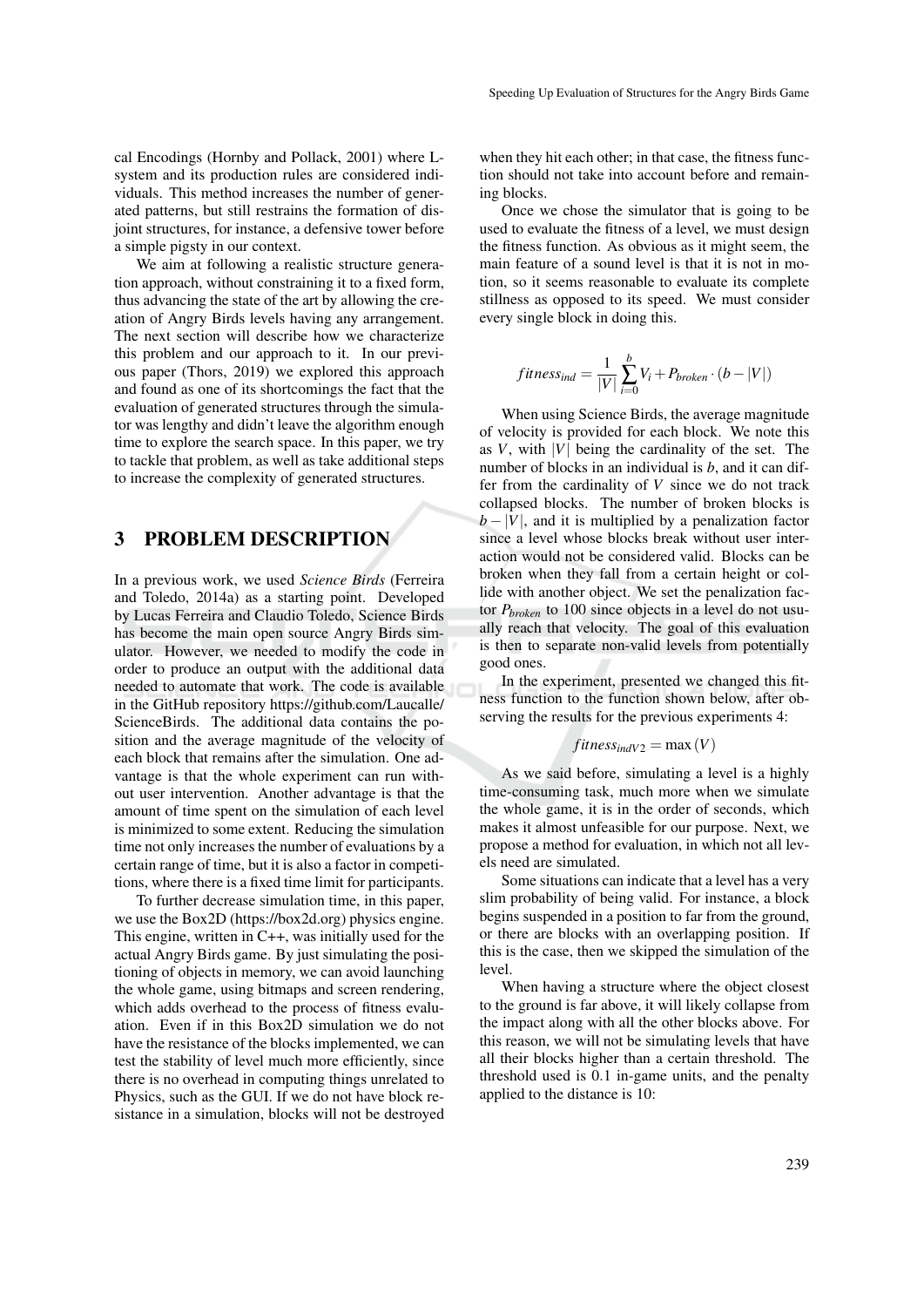cal Encodings (Hornby and Pollack, 2001) where L-system and its production rules are considered individuals. This method increases the number of generated patterns, but still restrains the formation of disjoint structures, for instance, a defensive tower before a simple pigsty in our context.

We aim at following a realistic structure generation approach, without constraining it to a fixed form, thus advancing the state of the art by allowing the creation of Angry Birds levels having any arrangement. The next section will describe how we characterize this problem and our approach to it. In our previous paper (Thors, 2019) we explored this approach and found as one of its shortcomings the fact that the evaluation of generated structures through the simulator was lengthy and didn't leave the algorithm enough time to explore the search space. In this paper, we try to tackle that problem, as well as take additional steps to increase the complexity of generated structures.

## 3 PROBLEM DESCRIPTION

In a previous work, we used *Science Birds* (Ferreira and Toledo, 2014a) as a starting point. Developed by Lucas Ferreira and Claudio Toledo, Science Birds has become the main open source Angry Birds simulator. However, we needed to modify the code in order to produce an output with the additional data needed to automate that work. The code is available in the GitHub repository https://github.com/Laucalle/ScienceBirds. The additional data contains the position and the average magnitude of the velocity of each block that remains after the simulation. One advantage is that the whole experiment can run without user intervention. Another advantage is that the amount of time spent on the simulation of each level is minimized to some extent. Reducing the simulation time not only increases the number of evaluations by a certain range of time, but it is also a factor in competitions, where there is a fixed time limit for participants.

To further decrease simulation time, in this paper, we use the Box2D (https://box2d.org) physics engine. This engine, written in C++, was initially used for the actual Angry Birds game. By just simulating the positioning of objects in memory, we can avoid launching the whole game, using bitmaps and screen rendering, which adds overhead to the process of fitness evaluation. Even if in this Box2D simulation we do not have the resistance of the blocks implemented, we can test the stability of level much more efficiently, since there is no overhead in computing things unrelated to Physics, such as the GUI. If we do not have block resistance in a simulation, blocks will not be destroyed when they hit each other; in that case, the fitness function should not take into account before and remaining blocks.

Once we chose the simulator that is going to be used to evaluate the fitness of a level, we must design the fitness function. As obvious as it might seem, the main feature of a sound level is that it is not in motion, so it seems reasonable to evaluate its complete stillness as opposed to its speed. We must consider every single block in doing this.

$$fitness_{ind} = \frac{1}{|V|} \sum_{i=0}^{b} V_i + P_{broken} \cdot (b - |V|)$$

When using Science Birds, the average magnitude of velocity is provided for each block. We note this as $V$, with $|V|$ being the cardinality of the set. The number of blocks in an individual is $b$, and it can differ from the cardinality of $V$ since we do not track collapsed blocks. The number of broken blocks is $b - |V|$, and it is multiplied by a penalization factor since a level whose blocks break without user interaction would not be considered valid. Blocks can be broken when they fall from a certain height or collide with another object. We set the penalization factor $P_{broken}$ to 100 since objects in a level do not usually reach that velocity. The goal of this evaluation is then to separate non-valid levels from potentially good ones.

In the experiment, presented we changed this fitness function to the function shown below, after observing the results for the previous experiments 4:

$$fitness_{indV2} = \max(V)$$

As we said before, simulating a level is a highly time-consuming task, much more when we simulate the whole game, it is in the order of seconds, which makes it almost unfeasible for our purpose. Next, we propose a method for evaluation, in which not all levels need are simulated.

Some situations can indicate that a level has a very slim probability of being valid. For instance, a block begins suspended in a position to far from the ground, or there are blocks with an overlapping position. If this is the case, then we skipped the simulation of the level.

When having a structure where the object closest to the ground is far above, it will likely collapse from the impact along with all the other blocks above. For this reason, we will not be simulating levels that have all their blocks higher than a certain threshold. The threshold used is 0.1 in-game units, and the penalty applied to the distance is 10: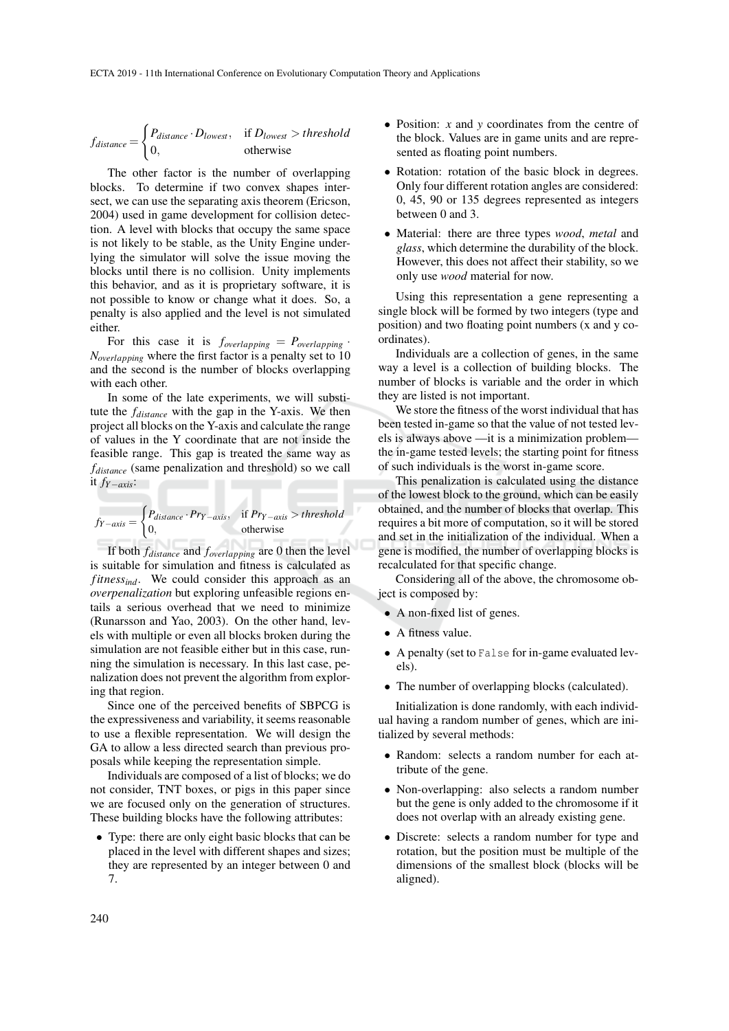$$f_{distance} = \begin{cases} P_{distance} \cdot D_{lowest}, & \text{if } D_{lowest} > threshold \\ 0, & \text{otherwise} \end{cases}$$

The other factor is the number of overlapping blocks. To determine if two convex shapes intersect, we can use the separating axis theorem (Ericson, 2004) used in game development for collision detection. A level with blocks that occupy the same space is not likely to be stable, as the Unity Engine underlying the simulator will solve the issue moving the blocks until there is no collision. Unity implements this behavior, and as it is proprietary software, it is not possible to know or change what it does. So, a penalty is also applied and the level is not simulated either.

For this case it is $f_{overlapping} = P_{overlapping} \cdot N_{overlapping}$ where the first factor is a penalty set to 10 and the second is the number of blocks overlapping with each other.

In some of the late experiments, we will substitute the $f_{distance}$ with the gap in the Y-axis. We then project all blocks on the Y-axis and calculate the range of values in the Y coordinate that are not inside the feasible range. This gap is treated the same way as $f_{distance}$ (same penalization and threshold) so we call it $f_{Y-axis}$:

$$f_{Y-axis} = \begin{cases} P_{distance} \cdot Pr_{Y-axis}, & \text{if } Pr_{Y-axis} > threshold \\ 0, & \text{otherwise} \end{cases}$$

If both $f_{distance}$ and $f_{overlapping}$ are 0 then the level is suitable for simulation and fitness is calculated as $fitness_{ind}$. We could consider this approach as an *overpenalization* but exploring unfeasible regions entails a serious overhead that we need to minimize (Runarsson and Yao, 2003). On the other hand, levels with multiple or even all blocks broken during the simulation are not feasible either but in this case, running the simulation is necessary. In this last case, penalization does not prevent the algorithm from exploring that region.

Since one of the perceived benefits of SBPCG is the expressiveness and variability, it seems reasonable to use a flexible representation. We will design the GA to allow a less directed search than previous proposals while keeping the representation simple.

Individuals are composed of a list of blocks; we do not consider, TNT boxes, or pigs in this paper since we are focused only on the generation of structures. These building blocks have the following attributes:

- Type: there are only eight basic blocks that can be placed in the level with different shapes and sizes; they are represented by an integer between 0 and 7.
- Position: *x* and *y* coordinates from the centre of the block. Values are in game units and are represented as floating point numbers.
- Rotation: rotation of the basic block in degrees. Only four different rotation angles are considered: 0, 45, 90 or 135 degrees represented as integers between 0 and 3.
- Material: there are three types *wood*, *metal* and *glass*, which determine the durability of the block. However, this does not affect their stability, so we only use *wood* material for now.

Using this representation a gene representing a single block will be formed by two integers (type and position) and two floating point numbers (x and y coordinates).

Individuals are a collection of genes, in the same way a level is a collection of building blocks. The number of blocks is variable and the order in which they are listed is not important.

We store the fitness of the worst individual that has been tested in-game so that the value of not tested levels is always above —it is a minimization problem— the in-game tested levels; the starting point for fitness of such individuals is the worst in-game score.

This penalization is calculated using the distance of the lowest block to the ground, which can be easily obtained, and the number of blocks that overlap. This requires a bit more of computation, so it will be stored and set in the initialization of the individual. When a gene is modified, the number of overlapping blocks is recalculated for that specific change.

Considering all of the above, the chromosome object is composed by:

- A non-fixed list of genes.
- A fitness value.
- A penalty (set to `False` for in-game evaluated levels).
- The number of overlapping blocks (calculated).

Initialization is done randomly, with each individual having a random number of genes, which are initialized by several methods:

- Random: selects a random number for each attribute of the gene.
- Non-overlapping: also selects a random number but the gene is only added to the chromosome if it does not overlap with an already existing gene.
- Discrete: selects a random number for type and rotation, but the position must be multiple of the dimensions of the smallest block (blocks will be aligned).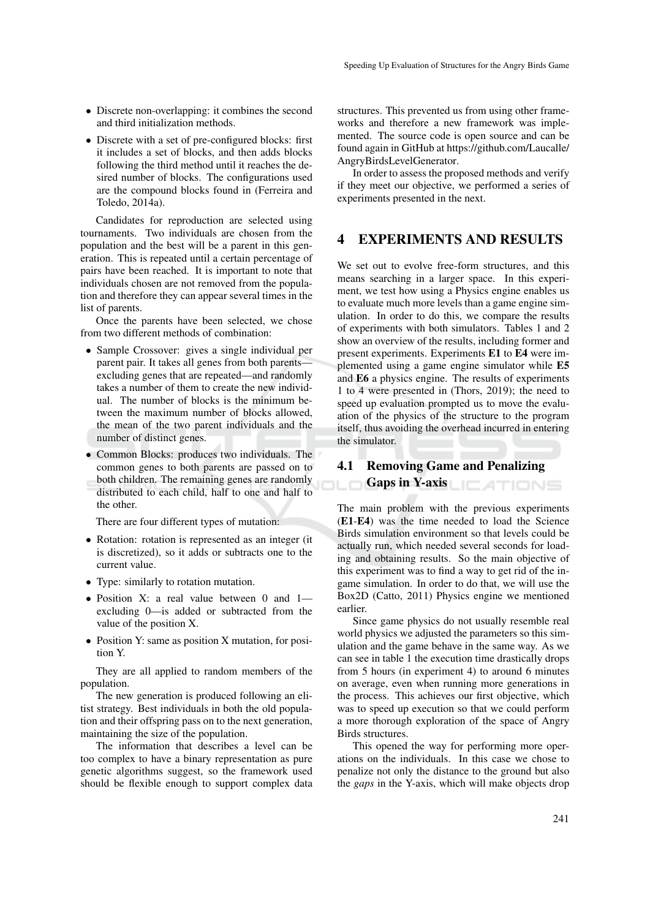- Discrete non-overlapping: it combines the second and third initialization methods.
- Discrete with a set of pre-configured blocks: first it includes a set of blocks, and then adds blocks following the third method until it reaches the desired number of blocks. The configurations used are the compound blocks found in (Ferreira and Toledo, 2014a).

Candidates for reproduction are selected using tournaments. Two individuals are chosen from the population and the best will be a parent in this generation. This is repeated until a certain percentage of pairs have been reached. It is important to note that individuals chosen are not removed from the population and therefore they can appear several times in the list of parents.

Once the parents have been selected, we chose from two different methods of combination:

- Sample Crossover: gives a single individual per parent pair. It takes all genes from both parents—excluding genes that are repeated—and randomly takes a number of them to create the new individual. The number of blocks is the minimum between the maximum number of blocks allowed, the mean of the two parent individuals and the number of distinct genes.
- Common Blocks: produces two individuals. The common genes to both parents are passed on to both children. The remaining genes are randomly distributed to each child, half to one and half to the other.

There are four different types of mutation:

- Rotation: rotation is represented as an integer (it is discretized), so it adds or subtracts one to the current value.
- Type: similarly to rotation mutation.
- Position X: a real value between 0 and 1—excluding 0—is added or subtracted from the value of the position X.
- Position Y: same as position X mutation, for position Y.

They are all applied to random members of the population.

The new generation is produced following an elitist strategy. Best individuals in both the old population and their offspring pass on to the next generation, maintaining the size of the population.

The information that describes a level can be too complex to have a binary representation as pure genetic algorithms suggest, so the framework used should be flexible enough to support complex data structures. This prevented us from using other frameworks and therefore a new framework was implemented. The source code is open source and can be found again in GitHub at https://github.com/Laucalle/AngryBirdsLevelGenerator.

In order to assess the proposed methods and verify if they meet our objective, we performed a series of experiments presented in the next.

# 4 EXPERIMENTS AND RESULTS

We set out to evolve free-form structures, and this means searching in a larger space. In this experiment, we test how using a Physics engine enables us to evaluate much more levels than a game engine simulation. In order to do this, we compare the results of experiments with both simulators. Tables 1 and 2 show an overview of the results, including former and present experiments. Experiments **E1** to **E4** were implemented using a game engine simulator while **E5** and **E6** a physics engine. The results of experiments 1 to 4 were presented in (Thors, 2019); the need to speed up evaluation prompted us to move the evaluation of the physics of the structure to the program itself, thus avoiding the overhead incurred in entering the simulator.

## 4.1 Removing Game and Penalizing Gaps in Y-axis

The main problem with the previous experiments (**E1**-**E4**) was the time needed to load the Science Birds simulation environment so that levels could be actually run, which needed several seconds for loading and obtaining results. So the main objective of this experiment was to find a way to get rid of the in-game simulation. In order to do that, we will use the Box2D (Catto, 2011) Physics engine we mentioned earlier.

Since game physics do not usually resemble real world physics we adjusted the parameters so this simulation and the game behave in the same way. As we can see in table 1 the execution time drastically drops from 5 hours (in experiment 4) to around 6 minutes on average, even when running more generations in the process. This achieves our first objective, which was to speed up execution so that we could perform a more thorough exploration of the space of Angry Birds structures.

This opened the way for performing more operations on the individuals. In this case we chose to penalize not only the distance to the ground but also the *gaps* in the Y-axis, which will make objects drop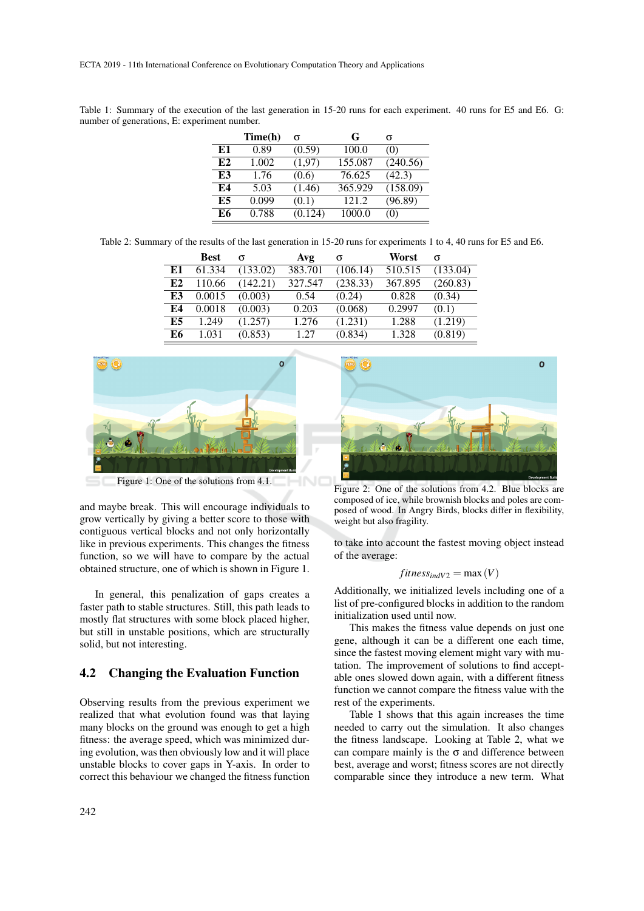Table 1: Summary of the execution of the last generation in 15-20 runs for each experiment. 40 runs for E5 and E6. G: number of generations, E: experiment number.

| | Time(h) | σ | G | σ |
|---|---|---|---|---|
| **E1** | 0.89 | (0.59) | 100.0 | (0) |
| **E2** | 1.002 | (1,97) | 155.087 | (240.56) |
| **E3** | 1.76 | (0.6) | 76.625 | (42.3) |
| **E4** | 5.03 | (1.46) | 365.929 | (158.09) |
| **E5** | 0.099 | (0.1) | 121.2 | (96.89) |
| **E6** | 0.788 | (0.124) | 1000.0 | (0) |

Table 2: Summary of the results of the last generation in 15-20 runs for experiments 1 to 4, 40 runs for E5 and E6.

| | Best | σ | Avg | σ | Worst | σ |
|---|---|---|---|---|---|---|
| **E1** | 61.334 | (133.02) | 383.701 | (106.14) | 510.515 | (133.04) |
| **E2** | 110.66 | (142.21) | 327.547 | (238.33) | 367.895 | (260.83) |
| **E3** | 0.0015 | (0.003) | 0.54 | (0.24) | 0.828 | (0.34) |
| **E4** | 0.0018 | (0.003) | 0.203 | (0.068) | 0.2997 | (0.1) |
| **E5** | 1.249 | (1.257) | 1.276 | (1.231) | 1.288 | (1.219) |
| **E6** | 1.031 | (0.853) | 1.27 | (0.834) | 1.328 | (0.819) |

Figure 1: One of the solutions from 4.1.

Figure 2: One of the solutions from 4.2. Blue blocks are composed of ice, while brownish blocks and poles are composed of wood. In Angry Birds, blocks differ in flexibility, weight but also fragility.

and maybe break. This will encourage individuals to grow vertically by giving a better score to those with contiguous vertical blocks and not only horizontally like in previous experiments. This changes the fitness function, so we will have to compare by the actual obtained structure, one of which is shown in Figure 1.

In general, this penalization of gaps creates a faster path to stable structures. Still, this path leads to mostly flat structures with some block placed higher, but still in unstable positions, which are structurally solid, but not interesting.

## 4.2 Changing the Evaluation Function

Observing results from the previous experiment we realized that what evolution found was that laying many blocks on the ground was enough to get a high fitness: the average speed, which was minimized during evolution, was then obviously low and it will place unstable blocks to cover gaps in Y-axis. In order to correct this behaviour we changed the fitness function to take into account the fastest moving object instead of the average:

$$fitness_{indV2} = \max(V)$$

Additionally, we initialized levels including one of a list of pre-configured blocks in addition to the random initialization used until now.

This makes the fitness value depends on just one gene, although it can be a different one each time, since the fastest moving element might vary with mutation. The improvement of solutions to find acceptable ones slowed down again, with a different fitness function we cannot compare the fitness value with the rest of the experiments.

Table 1 shows that this again increases the time needed to carry out the simulation. It also changes the fitness landscape. Looking at Table 2, what we can compare mainly is the σ and difference between best, average and worst; fitness scores are not directly comparable since they introduce a new term. What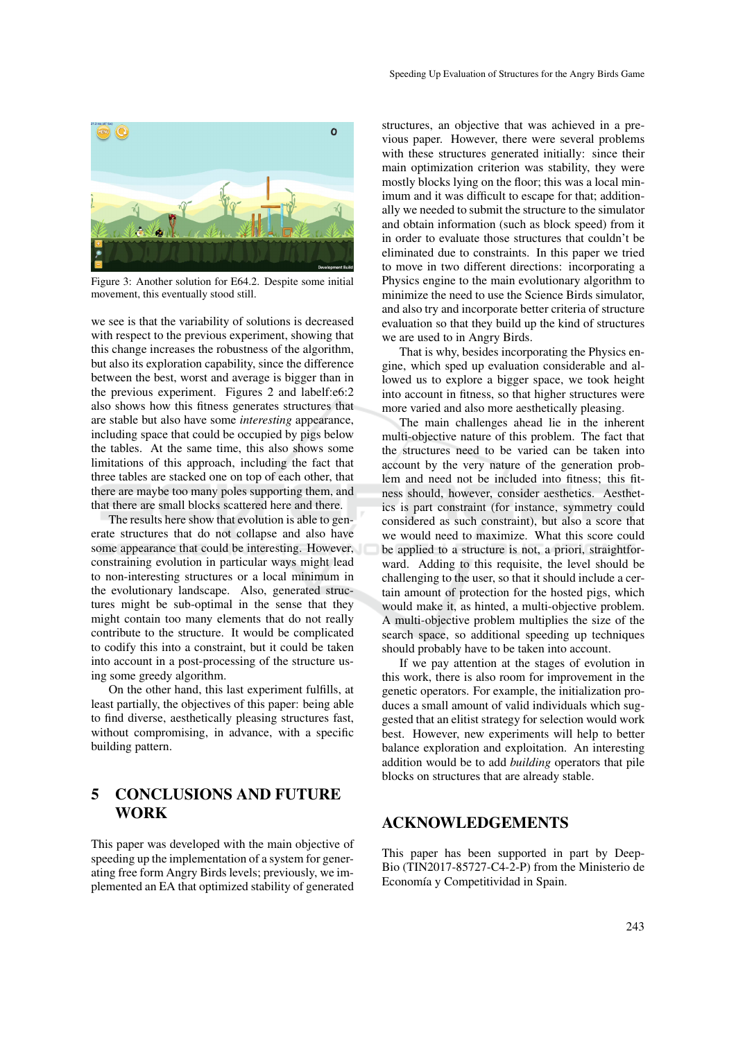Figure 3: Another solution for E64.2. Despite some initial movement, this eventually stood still.

we see is that the variability of solutions is decreased with respect to the previous experiment, showing that this change increases the robustness of the algorithm, but also its exploration capability, since the difference between the best, worst and average is bigger than in the previous experiment. Figures 2 and labelf:e6:2 also shows how this fitness generates structures that are stable but also have some *interesting* appearance, including space that could be occupied by pigs below the tables. At the same time, this also shows some limitations of this approach, including the fact that three tables are stacked one on top of each other, that there are maybe too many poles supporting them, and that there are small blocks scattered here and there.

The results here show that evolution is able to generate structures that do not collapse and also have some appearance that could be interesting. However, constraining evolution in particular ways might lead to non-interesting structures or a local minimum in the evolutionary landscape. Also, generated structures might be sub-optimal in the sense that they might contain too many elements that do not really contribute to the structure. It would be complicated to codify this into a constraint, but it could be taken into account in a post-processing of the structure using some greedy algorithm.

On the other hand, this last experiment fulfills, at least partially, the objectives of this paper: being able to find diverse, aesthetically pleasing structures fast, without compromising, in advance, with a specific building pattern.

## 5 CONCLUSIONS AND FUTURE WORK

This paper was developed with the main objective of speeding up the implementation of a system for generating free form Angry Birds levels; previously, we implemented an EA that optimized stability of generated structures, an objective that was achieved in a previous paper. However, there were several problems with these structures generated initially: since their main optimization criterion was stability, they were mostly blocks lying on the floor; this was a local minimum and it was difficult to escape for that; additionally we needed to submit the structure to the simulator and obtain information (such as block speed) from it in order to evaluate those structures that couldn't be eliminated due to constraints. In this paper we tried to move in two different directions: incorporating a Physics engine to the main evolutionary algorithm to minimize the need to use the Science Birds simulator, and also try and incorporate better criteria of structure evaluation so that they build up the kind of structures we are used to in Angry Birds.

That is why, besides incorporating the Physics engine, which sped up evaluation considerable and allowed us to explore a bigger space, we took height into account in fitness, so that higher structures were more varied and also more aesthetically pleasing.

The main challenges ahead lie in the inherent multi-objective nature of this problem. The fact that the structures need to be varied can be taken into account by the very nature of the generation problem and need not be included into fitness; this fitness should, however, consider aesthetics. Aesthetics is part constraint (for instance, symmetry could considered as such constraint), but also a score that we would need to maximize. What this score could be applied to a structure is not, a priori, straightforward. Adding to this requisite, the level should be challenging to the user, so that it should include a certain amount of protection for the hosted pigs, which would make it, as hinted, a multi-objective problem. A multi-objective problem multiplies the size of the search space, so additional speeding up techniques should probably have to be taken into account.

If we pay attention at the stages of evolution in this work, there is also room for improvement in the genetic operators. For example, the initialization produces a small amount of valid individuals which suggested that an elitist strategy for selection would work best. However, new experiments will help to better balance exploration and exploitation. An interesting addition would be to add *building* operators that pile blocks on structures that are already stable.

## ACKNOWLEDGEMENTS

This paper has been supported in part by DeepBio (TIN2017-85727-C4-2-P) from the Ministerio de Economía y Competitividad in Spain.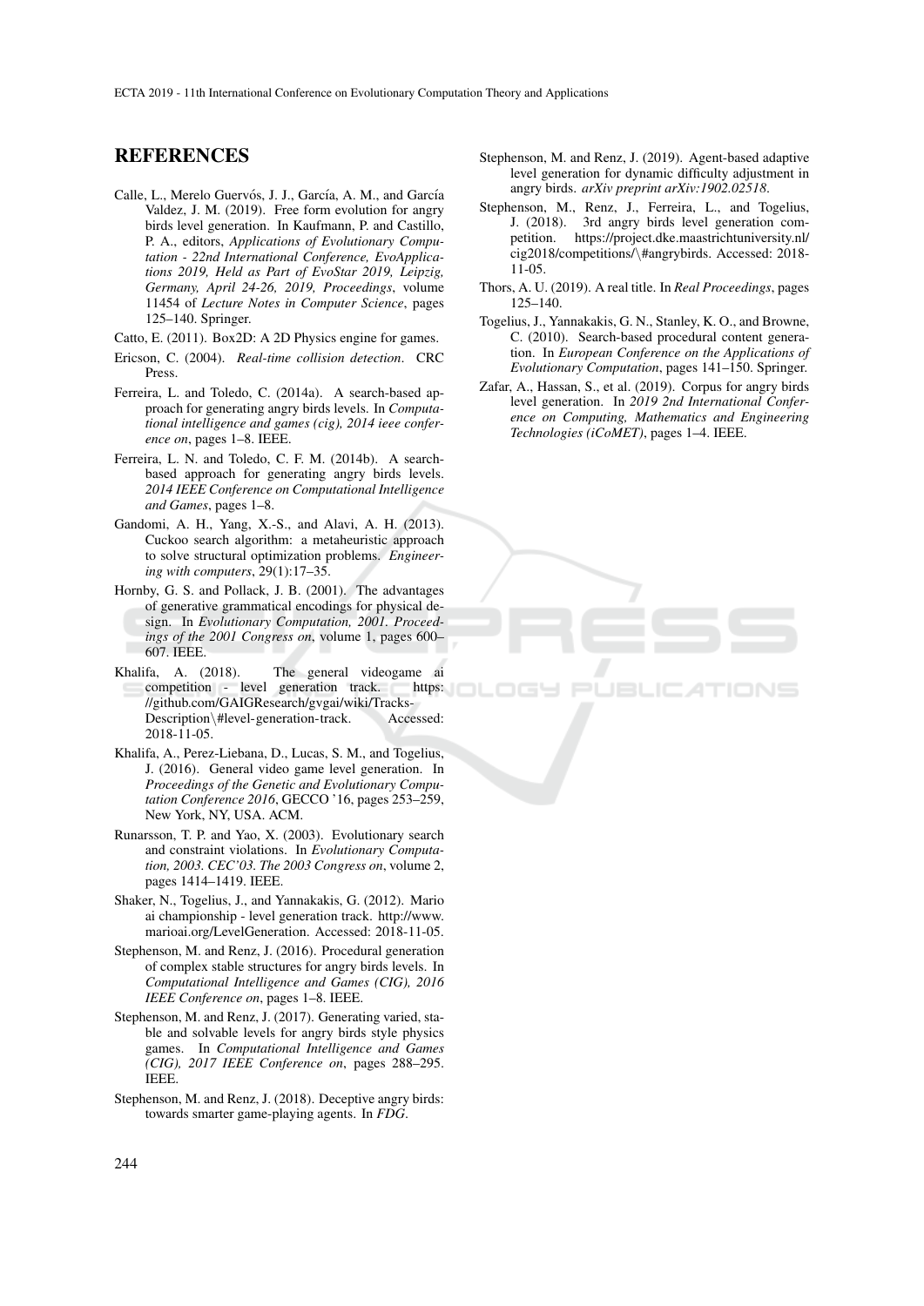## REFERENCES

Calle, L., Merelo Guervós, J. J., García, A. M., and García Valdez, J. M. (2019). Free form evolution for angry birds level generation. In Kaufmann, P. and Castillo, P. A., editors, *Applications of Evolutionary Computation - 22nd International Conference, EvoApplications 2019, Held as Part of EvoStar 2019, Leipzig, Germany, April 24-26, 2019, Proceedings*, volume 11454 of *Lecture Notes in Computer Science*, pages 125–140. Springer.

Catto, E. (2011). Box2D: A 2D Physics engine for games.

Ericson, C. (2004). *Real-time collision detection*. CRC Press.

Ferreira, L. and Toledo, C. (2014a). A search-based approach for generating angry birds levels. In *Computational intelligence and games (cig), 2014 ieee conference on*, pages 1–8. IEEE.

Ferreira, L. N. and Toledo, C. F. M. (2014b). A search-based approach for generating angry birds levels. *2014 IEEE Conference on Computational Intelligence and Games*, pages 1–8.

Gandomi, A. H., Yang, X.-S., and Alavi, A. H. (2013). Cuckoo search algorithm: a metaheuristic approach to solve structural optimization problems. *Engineering with computers*, 29(1):17–35.

Hornby, G. S. and Pollack, J. B. (2001). The advantages of generative grammatical encodings for physical design. In *Evolutionary Computation, 2001. Proceedings of the 2001 Congress on*, volume 1, pages 600–607. IEEE.

Khalifa, A. (2018). The general videogame ai competition - level generation track. https://github.com/GAIGResearch/gvgai/wiki/Tracks-Description\#level-generation-track. Accessed: 2018-11-05.

Khalifa, A., Perez-Liebana, D., Lucas, S. M., and Togelius, J. (2016). General video game level generation. In *Proceedings of the Genetic and Evolutionary Computation Conference 2016*, GECCO '16, pages 253–259, New York, NY, USA. ACM.

Runarsson, T. P. and Yao, X. (2003). Evolutionary search and constraint violations. In *Evolutionary Computation, 2003. CEC'03. The 2003 Congress on*, volume 2, pages 1414–1419. IEEE.

Shaker, N., Togelius, J., and Yannakakis, G. (2012). Mario ai championship - level generation track. http://www.marioai.org/LevelGeneration. Accessed: 2018-11-05.

Stephenson, M. and Renz, J. (2016). Procedural generation of complex stable structures for angry birds levels. In *Computational Intelligence and Games (CIG), 2016 IEEE Conference on*, pages 1–8. IEEE.

Stephenson, M. and Renz, J. (2017). Generating varied, stable and solvable levels for angry birds style physics games. In *Computational Intelligence and Games (CIG), 2017 IEEE Conference on*, pages 288–295. IEEE.

Stephenson, M. and Renz, J. (2018). Deceptive angry birds: towards smarter game-playing agents. In *FDG*.

Stephenson, M. and Renz, J. (2019). Agent-based adaptive level generation for dynamic difficulty adjustment in angry birds. *arXiv preprint arXiv:1902.02518*.

Stephenson, M., Renz, J., Ferreira, L., and Togelius, J. (2018). 3rd angry birds level generation competition. https://project.dke.maastrichtuniversity.nl/cig2018/competitions/\#angrybirds. Accessed: 2018-11-05.

Thors, A. U. (2019). A real title. In *Real Proceedings*, pages 125–140.

Togelius, J., Yannakakis, G. N., Stanley, K. O., and Browne, C. (2010). Search-based procedural content generation. In *European Conference on the Applications of Evolutionary Computation*, pages 141–150. Springer.

Zafar, A., Hassan, S., et al. (2019). Corpus for angry birds level generation. In *2019 2nd International Conference on Computing, Mathematics and Engineering Technologies (iCoMET)*, pages 1–4. IEEE.